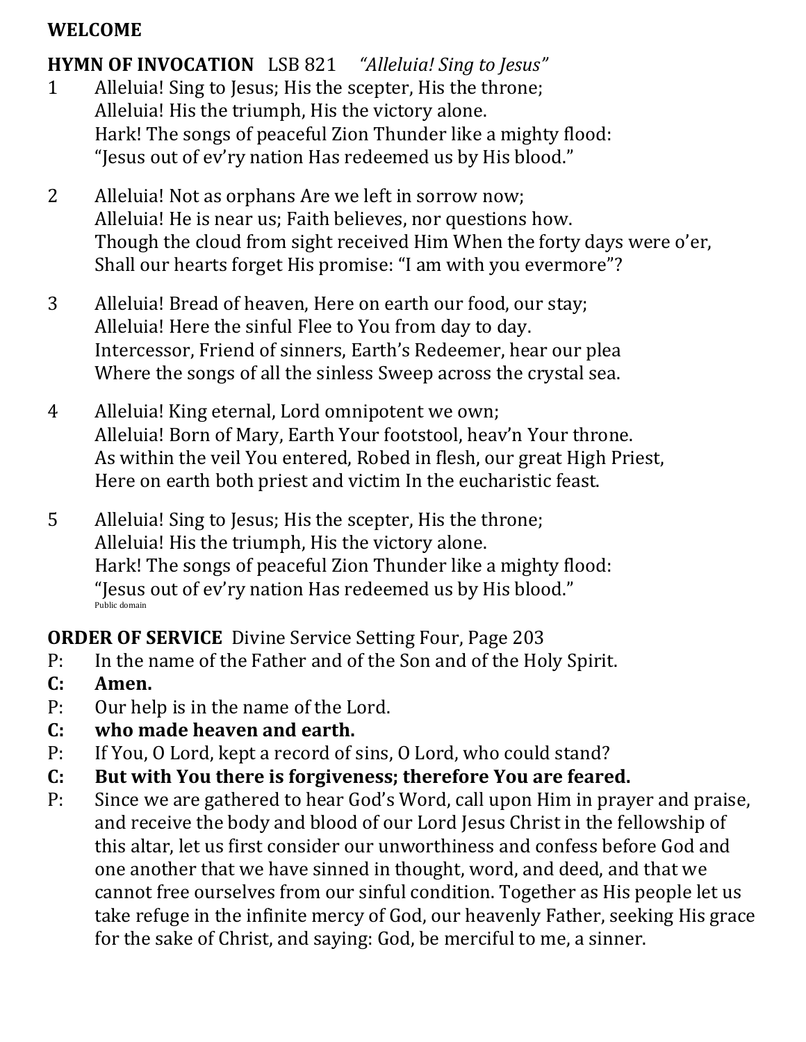**WELCOME**

**HYMN OF INVOCATION** LSB 821 *"Alleluia! Sing to Jesus"*

1 Alleluia! Sing to Jesus; His the scepter, His the throne;
Alleluia! His the triumph, His the victory alone.
Hark! The songs of peaceful Zion Thunder like a mighty flood:
"Jesus out of ev'ry nation Has redeemed us by His blood."

2 Alleluia! Not as orphans Are we left in sorrow now;
Alleluia! He is near us; Faith believes, nor questions how.
Though the cloud from sight received Him When the forty days were o'er,
Shall our hearts forget His promise: "I am with you evermore"?

3 Alleluia! Bread of heaven, Here on earth our food, our stay;
Alleluia! Here the sinful Flee to You from day to day.
Intercessor, Friend of sinners, Earth's Redeemer, hear our plea
Where the songs of all the sinless Sweep across the crystal sea.

4 Alleluia! King eternal, Lord omnipotent we own;
Alleluia! Born of Mary, Earth Your footstool, heav'n Your throne.
As within the veil You entered, Robed in flesh, our great High Priest,
Here on earth both priest and victim In the eucharistic feast.

5 Alleluia! Sing to Jesus; His the scepter, His the throne;
Alleluia! His the triumph, His the victory alone.
Hark! The songs of peaceful Zion Thunder like a mighty flood:
"Jesus out of ev'ry nation Has redeemed us by His blood."

Public domain

**ORDER OF SERVICE** Divine Service Setting Four, Page 203

P: In the name of the Father and of the Son and of the Holy Spirit.

**C: Amen.**

P: Our help is in the name of the Lord.

**C: who made heaven and earth.**

P: If You, O Lord, kept a record of sins, O Lord, who could stand?

**C: But with You there is forgiveness; therefore You are feared.**

P: Since we are gathered to hear God's Word, call upon Him in prayer and praise, and receive the body and blood of our Lord Jesus Christ in the fellowship of this altar, let us first consider our unworthiness and confess before God and one another that we have sinned in thought, word, and deed, and that we cannot free ourselves from our sinful condition. Together as His people let us take refuge in the infinite mercy of God, our heavenly Father, seeking His grace for the sake of Christ, and saying: God, be merciful to me, a sinner.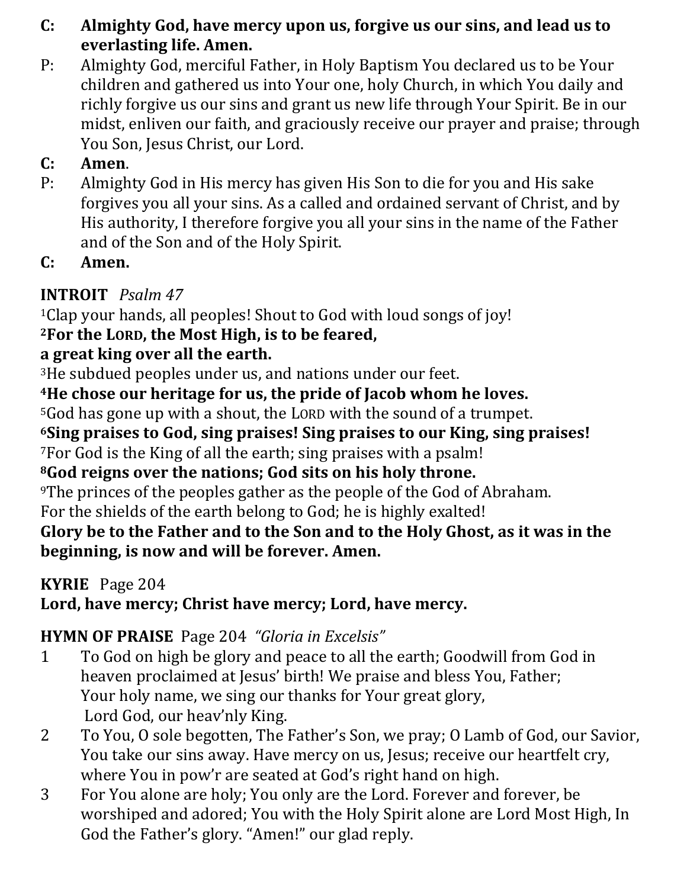**C: Almighty God, have mercy upon us, forgive us our sins, and lead us to everlasting life. Amen.**

P: Almighty God, merciful Father, in Holy Baptism You declared us to be Your children and gathered us into Your one, holy Church, in which You daily and richly forgive us our sins and grant us new life through Your Spirit. Be in our midst, enliven our faith, and graciously receive our prayer and praise; through You Son, Jesus Christ, our Lord.

**C: Amen**.

P: Almighty God in His mercy has given His Son to die for you and His sake forgives you all your sins. As a called and ordained servant of Christ, and by His authority, I therefore forgive you all your sins in the name of the Father and of the Son and of the Holy Spirit.

**C: Amen.**

**INTROIT** *Psalm 47*

1Clap your hands, all peoples! Shout to God with loud songs of joy!
**2For the LORD, the Most High, is to be feared,**
**a great king over all the earth.**
3He subdued peoples under us, and nations under our feet.
**4He chose our heritage for us, the pride of Jacob whom he loves.**
5God has gone up with a shout, the LORD with the sound of a trumpet.
**6Sing praises to God, sing praises! Sing praises to our King, sing praises!**
7For God is the King of all the earth; sing praises with a psalm!
**8God reigns over the nations; God sits on his holy throne.**
9The princes of the peoples gather as the people of the God of Abraham.
For the shields of the earth belong to God; he is highly exalted!
**Glory be to the Father and to the Son and to the Holy Ghost, as it was in the beginning, is now and will be forever. Amen.**

**KYRIE** Page 204
**Lord, have mercy; Christ have mercy; Lord, have mercy.**

**HYMN OF PRAISE** Page 204 *"Gloria in Excelsis"*

1. To God on high be glory and peace to all the earth; Goodwill from God in heaven proclaimed at Jesus' birth! We praise and bless You, Father; Your holy name, we sing our thanks for Your great glory, Lord God, our heav'nly King.
2. To You, O sole begotten, The Father's Son, we pray; O Lamb of God, our Savior, You take our sins away. Have mercy on us, Jesus; receive our heartfelt cry, where You in pow'r are seated at God's right hand on high.
3. For You alone are holy; You only are the Lord. Forever and forever, be worshiped and adored; You with the Holy Spirit alone are Lord Most High, In God the Father's glory. "Amen!" our glad reply.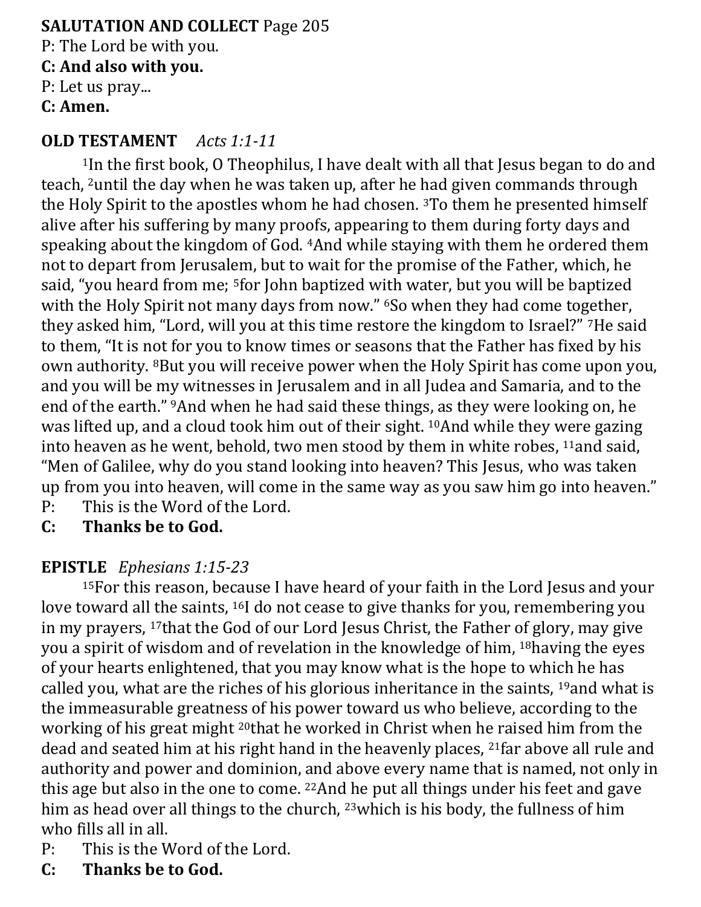**SALUTATION AND COLLECT** Page 205

P: The Lord be with you.

**C: And also with you.**

P: Let us pray...

**C: Amen.**

**OLD TESTAMENT** *Acts 1:1-11*

1In the first book, O Theophilus, I have dealt with all that Jesus began to do and teach, 2until the day when he was taken up, after he had given commands through the Holy Spirit to the apostles whom he had chosen. 3To them he presented himself alive after his suffering by many proofs, appearing to them during forty days and speaking about the kingdom of God. 4And while staying with them he ordered them not to depart from Jerusalem, but to wait for the promise of the Father, which, he said, "you heard from me; 5for John baptized with water, but you will be baptized with the Holy Spirit not many days from now." 6So when they had come together, they asked him, "Lord, will you at this time restore the kingdom to Israel?" 7He said to them, "It is not for you to know times or seasons that the Father has fixed by his own authority. 8But you will receive power when the Holy Spirit has come upon you, and you will be my witnesses in Jerusalem and in all Judea and Samaria, and to the end of the earth." 9And when he had said these things, as they were looking on, he was lifted up, and a cloud took him out of their sight. 10And while they were gazing into heaven as he went, behold, two men stood by them in white robes, 11and said, "Men of Galilee, why do you stand looking into heaven? This Jesus, who was taken up from you into heaven, will come in the same way as you saw him go into heaven."

P: This is the Word of the Lord.

**C: Thanks be to God.**

**EPISTLE** *Ephesians 1:15-23*

15For this reason, because I have heard of your faith in the Lord Jesus and your love toward all the saints, 16I do not cease to give thanks for you, remembering you in my prayers, 17that the God of our Lord Jesus Christ, the Father of glory, may give you a spirit of wisdom and of revelation in the knowledge of him, 18having the eyes of your hearts enlightened, that you may know what is the hope to which he has called you, what are the riches of his glorious inheritance in the saints, 19and what is the immeasurable greatness of his power toward us who believe, according to the working of his great might 20that he worked in Christ when he raised him from the dead and seated him at his right hand in the heavenly places, 21far above all rule and authority and power and dominion, and above every name that is named, not only in this age but also in the one to come. 22And he put all things under his feet and gave him as head over all things to the church, 23which is his body, the fullness of him who fills all in all.

P: This is the Word of the Lord.

**C: Thanks be to God.**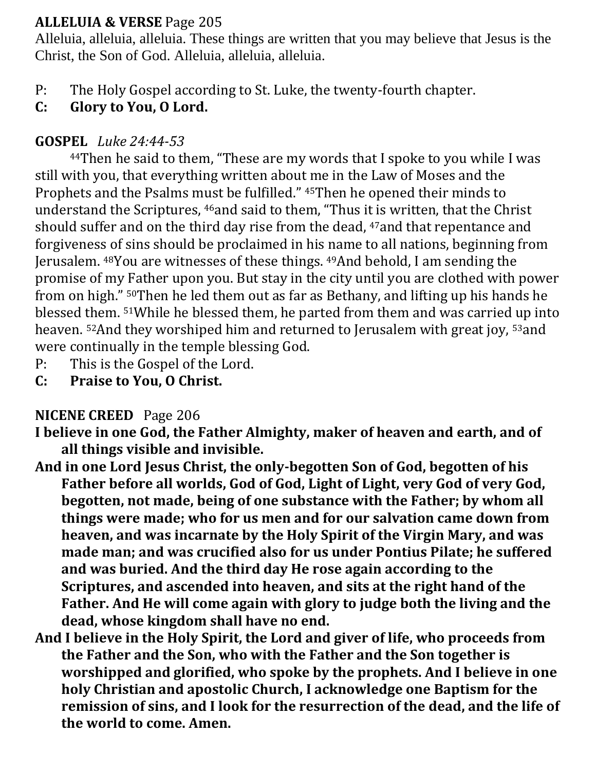**ALLELUIA & VERSE** Page 205

Alleluia, alleluia, alleluia. These things are written that you may believe that Jesus is the Christ, the Son of God. Alleluia, alleluia, alleluia.

P: The Holy Gospel according to St. Luke, the twenty-fourth chapter.

**C: Glory to You, O Lord.**

**GOSPEL** *Luke 24:44-53*

44Then he said to them, "These are my words that I spoke to you while I was still with you, that everything written about me in the Law of Moses and the Prophets and the Psalms must be fulfilled." 45Then he opened their minds to understand the Scriptures, 46and said to them, "Thus it is written, that the Christ should suffer and on the third day rise from the dead, 47and that repentance and forgiveness of sins should be proclaimed in his name to all nations, beginning from Jerusalem. 48You are witnesses of these things. 49And behold, I am sending the promise of my Father upon you. But stay in the city until you are clothed with power from on high." 50Then he led them out as far as Bethany, and lifting up his hands he blessed them. 51While he blessed them, he parted from them and was carried up into heaven. 52And they worshiped him and returned to Jerusalem with great joy, 53and were continually in the temple blessing God.

P: This is the Gospel of the Lord.

**C: Praise to You, O Christ.**

**NICENE CREED** Page 206

**I believe in one God, the Father Almighty, maker of heaven and earth, and of all things visible and invisible.**

**And in one Lord Jesus Christ, the only-begotten Son of God, begotten of his Father before all worlds, God of God, Light of Light, very God of very God, begotten, not made, being of one substance with the Father; by whom all things were made; who for us men and for our salvation came down from heaven, and was incarnate by the Holy Spirit of the Virgin Mary, and was made man; and was crucified also for us under Pontius Pilate; he suffered and was buried. And the third day He rose again according to the Scriptures, and ascended into heaven, and sits at the right hand of the Father. And He will come again with glory to judge both the living and the dead, whose kingdom shall have no end.**

**And I believe in the Holy Spirit, the Lord and giver of life, who proceeds from the Father and the Son, who with the Father and the Son together is worshipped and glorified, who spoke by the prophets. And I believe in one holy Christian and apostolic Church, I acknowledge one Baptism for the remission of sins, and I look for the resurrection of the dead, and the life of the world to come. Amen.**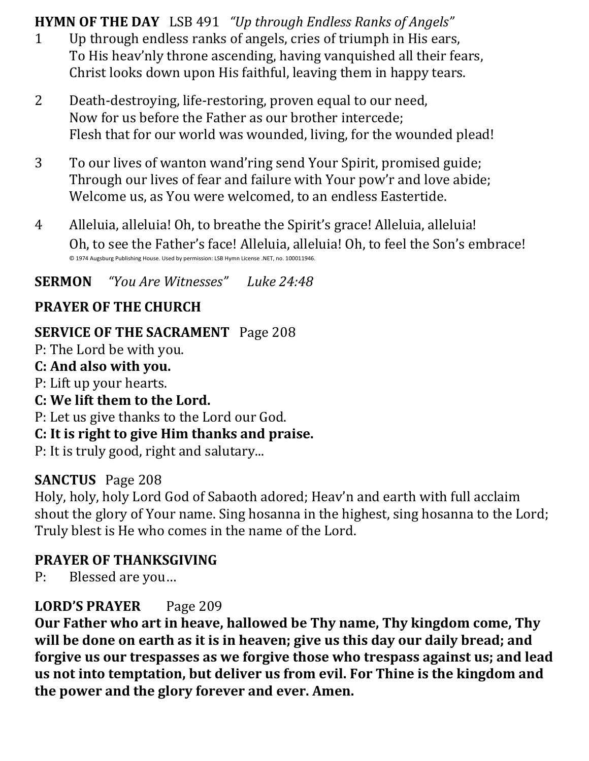**HYMN OF THE DAY** LSB 491 *"Up through Endless Ranks of Angels"*

1 Up through endless ranks of angels, cries of triumph in His ears,
To His heav'nly throne ascending, having vanquished all their fears,
Christ looks down upon His faithful, leaving them in happy tears.

2 Death-destroying, life-restoring, proven equal to our need,
Now for us before the Father as our brother intercede;
Flesh that for our world was wounded, living, for the wounded plead!

3 To our lives of wanton wand'ring send Your Spirit, promised guide;
Through our lives of fear and failure with Your pow'r and love abide;
Welcome us, as You were welcomed, to an endless Eastertide.

4 Alleluia, alleluia! Oh, to breathe the Spirit's grace! Alleluia, alleluia!
Oh, to see the Father's face! Alleluia, alleluia! Oh, to feel the Son's embrace!

© 1974 Augsburg Publishing House. Used by permission: LSB Hymn License .NET, no. 100011946.

**SERMON** *"You Are Witnesses"* *Luke 24:48*

**PRAYER OF THE CHURCH**

**SERVICE OF THE SACRAMENT** Page 208

P: The Lord be with you.
**C: And also with you.**
P: Lift up your hearts.
**C: We lift them to the Lord.**
P: Let us give thanks to the Lord our God.
**C: It is right to give Him thanks and praise.**
P: It is truly good, right and salutary...

**SANCTUS** Page 208

Holy, holy, holy Lord God of Sabaoth adored; Heav'n and earth with full acclaim shout the glory of Your name. Sing hosanna in the highest, sing hosanna to the Lord; Truly blest is He who comes in the name of the Lord.

**PRAYER OF THANKSGIVING**

P: Blessed are you…

**LORD'S PRAYER** Page 209

**Our Father who art in heave, hallowed be Thy name, Thy kingdom come, Thy will be done on earth as it is in heaven; give us this day our daily bread; and forgive us our trespasses as we forgive those who trespass against us; and lead us not into temptation, but deliver us from evil. For Thine is the kingdom and the power and the glory forever and ever. Amen.**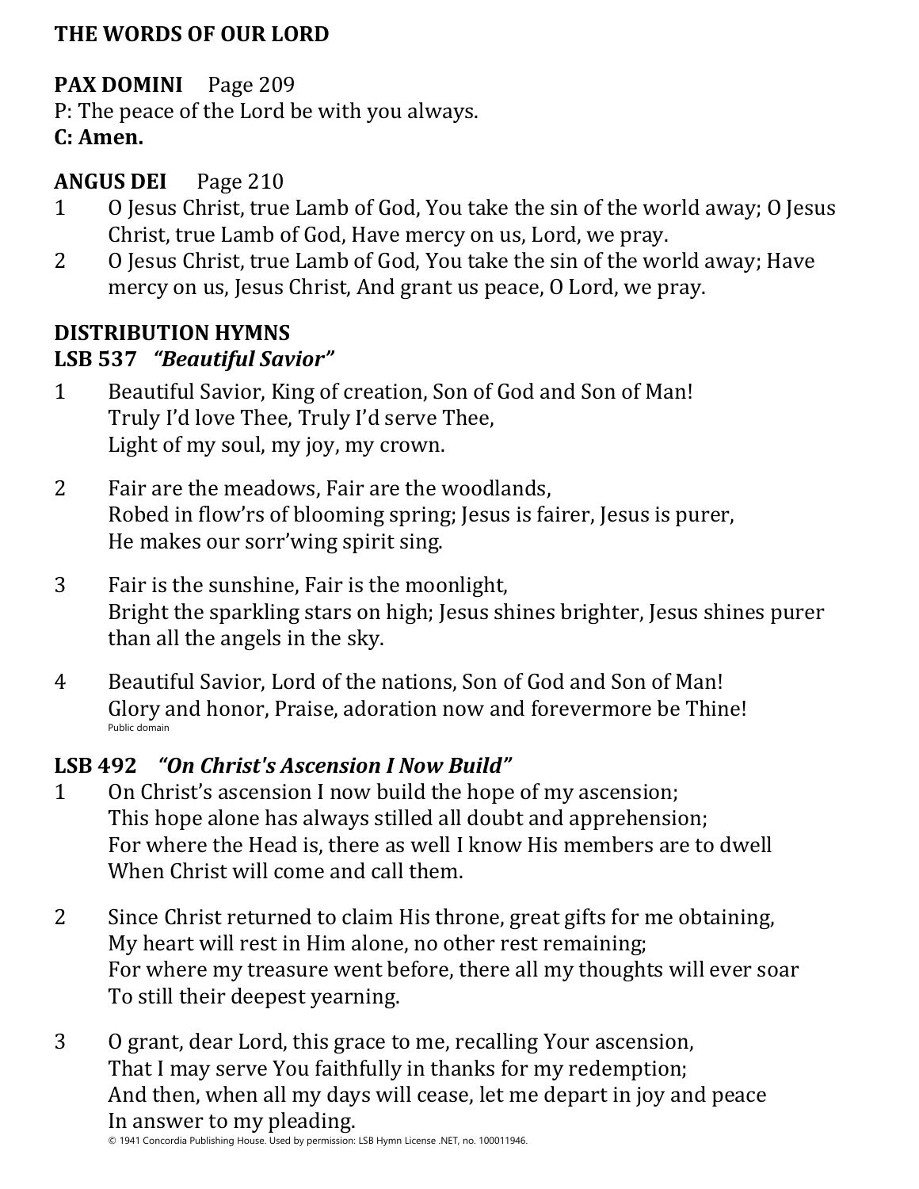**THE WORDS OF OUR LORD**

**PAX DOMINI** Page 209

P: The peace of the Lord be with you always.

**C: Amen.**

**ANGUS DEI** Page 210

1 O Jesus Christ, true Lamb of God, You take the sin of the world away; O Jesus Christ, true Lamb of God, Have mercy on us, Lord, we pray.

2 O Jesus Christ, true Lamb of God, You take the sin of the world away; Have mercy on us, Jesus Christ, And grant us peace, O Lord, we pray.

**DISTRIBUTION HYMNS**

**LSB 537** ***"Beautiful Savior"***

1 Beautiful Savior, King of creation, Son of God and Son of Man!
Truly I'd love Thee, Truly I'd serve Thee,
Light of my soul, my joy, my crown.

2 Fair are the meadows, Fair are the woodlands,
Robed in flow'rs of blooming spring; Jesus is fairer, Jesus is purer,
He makes our sorr'wing spirit sing.

3 Fair is the sunshine, Fair is the moonlight,
Bright the sparkling stars on high; Jesus shines brighter, Jesus shines purer
than all the angels in the sky.

4 Beautiful Savior, Lord of the nations, Son of God and Son of Man!
Glory and honor, Praise, adoration now and forevermore be Thine!

Public domain

**LSB 492** ***"On Christ's Ascension I Now Build"***

1 On Christ's ascension I now build the hope of my ascension;
This hope alone has always stilled all doubt and apprehension;
For where the Head is, there as well I know His members are to dwell
When Christ will come and call them.

2 Since Christ returned to claim His throne, great gifts for me obtaining,
My heart will rest in Him alone, no other rest remaining;
For where my treasure went before, there all my thoughts will ever soar
To still their deepest yearning.

3 O grant, dear Lord, this grace to me, recalling Your ascension,
That I may serve You faithfully in thanks for my redemption;
And then, when all my days will cease, let me depart in joy and peace
In answer to my pleading.

© 1941 Concordia Publishing House. Used by permission: LSB Hymn License .NET, no. 100011946.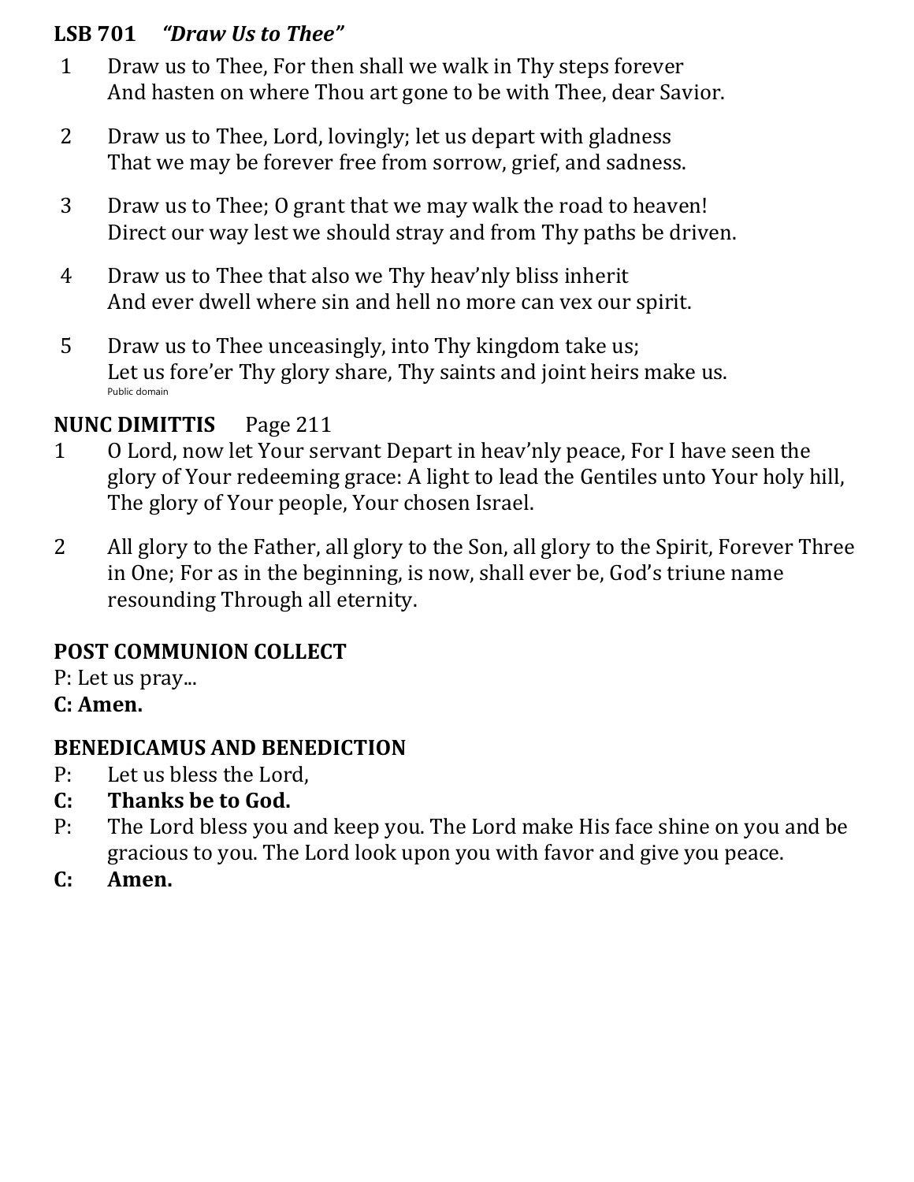**LSB 701** ***"Draw Us to Thee"***

1 Draw us to Thee, For then shall we walk in Thy steps forever
And hasten on where Thou art gone to be with Thee, dear Savior.

2 Draw us to Thee, Lord, lovingly; let us depart with gladness
That we may be forever free from sorrow, grief, and sadness.

3 Draw us to Thee; O grant that we may walk the road to heaven!
Direct our way lest we should stray and from Thy paths be driven.

4 Draw us to Thee that also we Thy heav'nly bliss inherit
And ever dwell where sin and hell no more can vex our spirit.

5 Draw us to Thee unceasingly, into Thy kingdom take us;
Let us fore'er Thy glory share, Thy saints and joint heirs make us.

Public domain

**NUNC DIMITTIS** Page 211

1 O Lord, now let Your servant Depart in heav'nly peace, For I have seen the glory of Your redeeming grace: A light to lead the Gentiles unto Your holy hill, The glory of Your people, Your chosen Israel.

2 All glory to the Father, all glory to the Son, all glory to the Spirit, Forever Three in One; For as in the beginning, is now, shall ever be, God's triune name resounding Through all eternity.

**POST COMMUNION COLLECT**

P: Let us pray...

**C: Amen.**

**BENEDICAMUS AND BENEDICTION**

P: Let us bless the Lord,

**C: Thanks be to God.**

P: The Lord bless you and keep you. The Lord make His face shine on you and be gracious to you. The Lord look upon you with favor and give you peace.

**C: Amen.**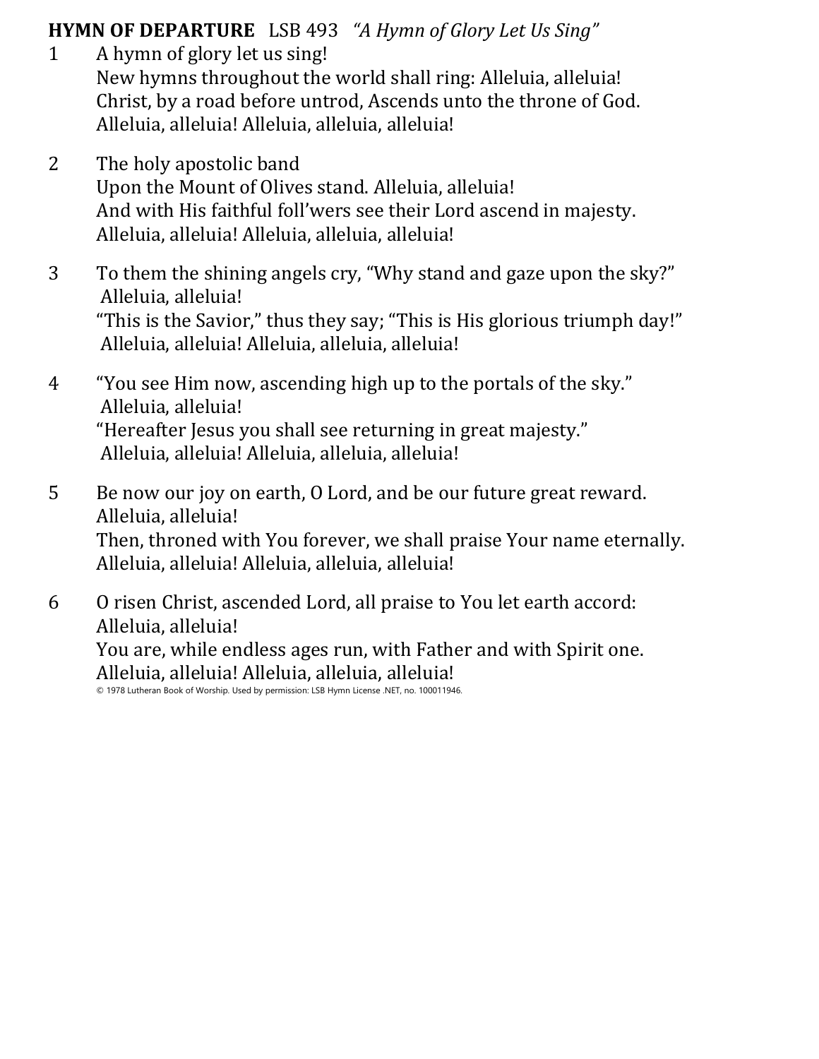**HYMN OF DEPARTURE** LSB 493 *"A Hymn of Glory Let Us Sing"*

1 A hymn of glory let us sing!
New hymns throughout the world shall ring: Alleluia, alleluia!
Christ, by a road before untrod, Ascends unto the throne of God.
Alleluia, alleluia! Alleluia, alleluia, alleluia!

2 The holy apostolic band
Upon the Mount of Olives stand. Alleluia, alleluia!
And with His faithful foll'wers see their Lord ascend in majesty.
Alleluia, alleluia! Alleluia, alleluia, alleluia!

3 To them the shining angels cry, "Why stand and gaze upon the sky?"
Alleluia, alleluia!
"This is the Savior," thus they say; "This is His glorious triumph day!"
Alleluia, alleluia! Alleluia, alleluia, alleluia!

4 "You see Him now, ascending high up to the portals of the sky."
Alleluia, alleluia!
"Hereafter Jesus you shall see returning in great majesty."
Alleluia, alleluia! Alleluia, alleluia, alleluia!

5 Be now our joy on earth, O Lord, and be our future great reward.
Alleluia, alleluia!
Then, throned with You forever, we shall praise Your name eternally.
Alleluia, alleluia! Alleluia, alleluia, alleluia!

6 O risen Christ, ascended Lord, all praise to You let earth accord:
Alleluia, alleluia!
You are, while endless ages run, with Father and with Spirit one.
Alleluia, alleluia! Alleluia, alleluia, alleluia!

© 1978 Lutheran Book of Worship. Used by permission: LSB Hymn License .NET, no. 100011946.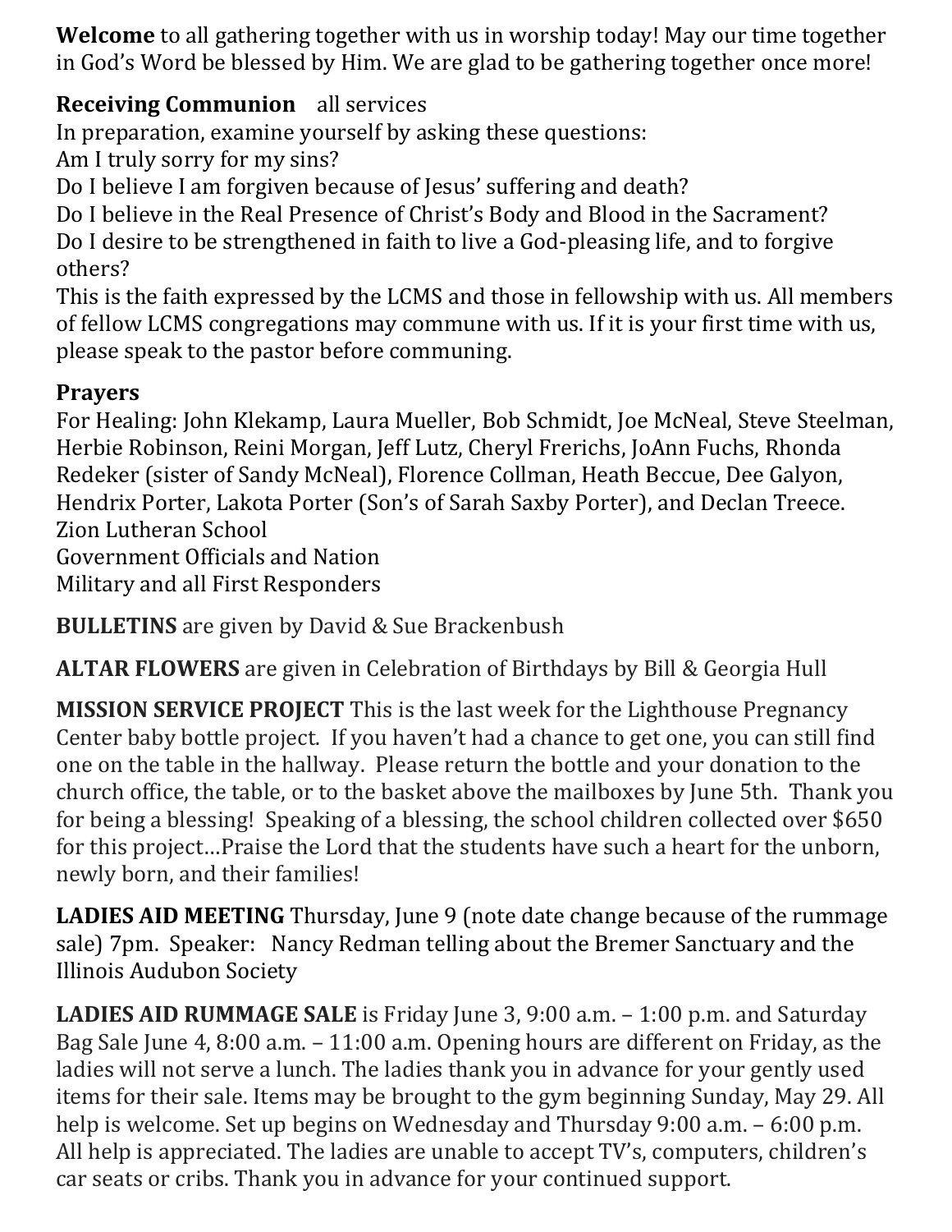**Welcome** to all gathering together with us in worship today! May our time together in God's Word be blessed by Him. We are glad to be gathering together once more!

**Receiving Communion** all services
In preparation, examine yourself by asking these questions:
Am I truly sorry for my sins?
Do I believe I am forgiven because of Jesus' suffering and death?
Do I believe in the Real Presence of Christ's Body and Blood in the Sacrament?
Do I desire to be strengthened in faith to live a God-pleasing life, and to forgive others?
This is the faith expressed by the LCMS and those in fellowship with us. All members of fellow LCMS congregations may commune with us. If it is your first time with us, please speak to the pastor before communing.

**Prayers**
For Healing: John Klekamp, Laura Mueller, Bob Schmidt, Joe McNeal, Steve Steelman, Herbie Robinson, Reini Morgan, Jeff Lutz, Cheryl Frerichs, JoAnn Fuchs, Rhonda Redeker (sister of Sandy McNeal), Florence Collman, Heath Beccue, Dee Galyon, Hendrix Porter, Lakota Porter (Son's of Sarah Saxby Porter), and Declan Treece.
Zion Lutheran School
Government Officials and Nation
Military and all First Responders

**BULLETINS** are given by David & Sue Brackenbush

**ALTAR FLOWERS** are given in Celebration of Birthdays by Bill & Georgia Hull

**MISSION SERVICE PROJECT** This is the last week for the Lighthouse Pregnancy Center baby bottle project. If you haven't had a chance to get one, you can still find one on the table in the hallway. Please return the bottle and your donation to the church office, the table, or to the basket above the mailboxes by June 5th. Thank you for being a blessing! Speaking of a blessing, the school children collected over $650 for this project…Praise the Lord that the students have such a heart for the unborn, newly born, and their families!

**LADIES AID MEETING** Thursday, June 9 (note date change because of the rummage sale) 7pm. Speaker: Nancy Redman telling about the Bremer Sanctuary and the Illinois Audubon Society

**LADIES AID RUMMAGE SALE** is Friday June 3, 9:00 a.m. – 1:00 p.m. and Saturday Bag Sale June 4, 8:00 a.m. – 11:00 a.m. Opening hours are different on Friday, as the ladies will not serve a lunch. The ladies thank you in advance for your gently used items for their sale. Items may be brought to the gym beginning Sunday, May 29. All help is welcome. Set up begins on Wednesday and Thursday 9:00 a.m. – 6:00 p.m. All help is appreciated. The ladies are unable to accept TV's, computers, children's car seats or cribs. Thank you in advance for your continued support.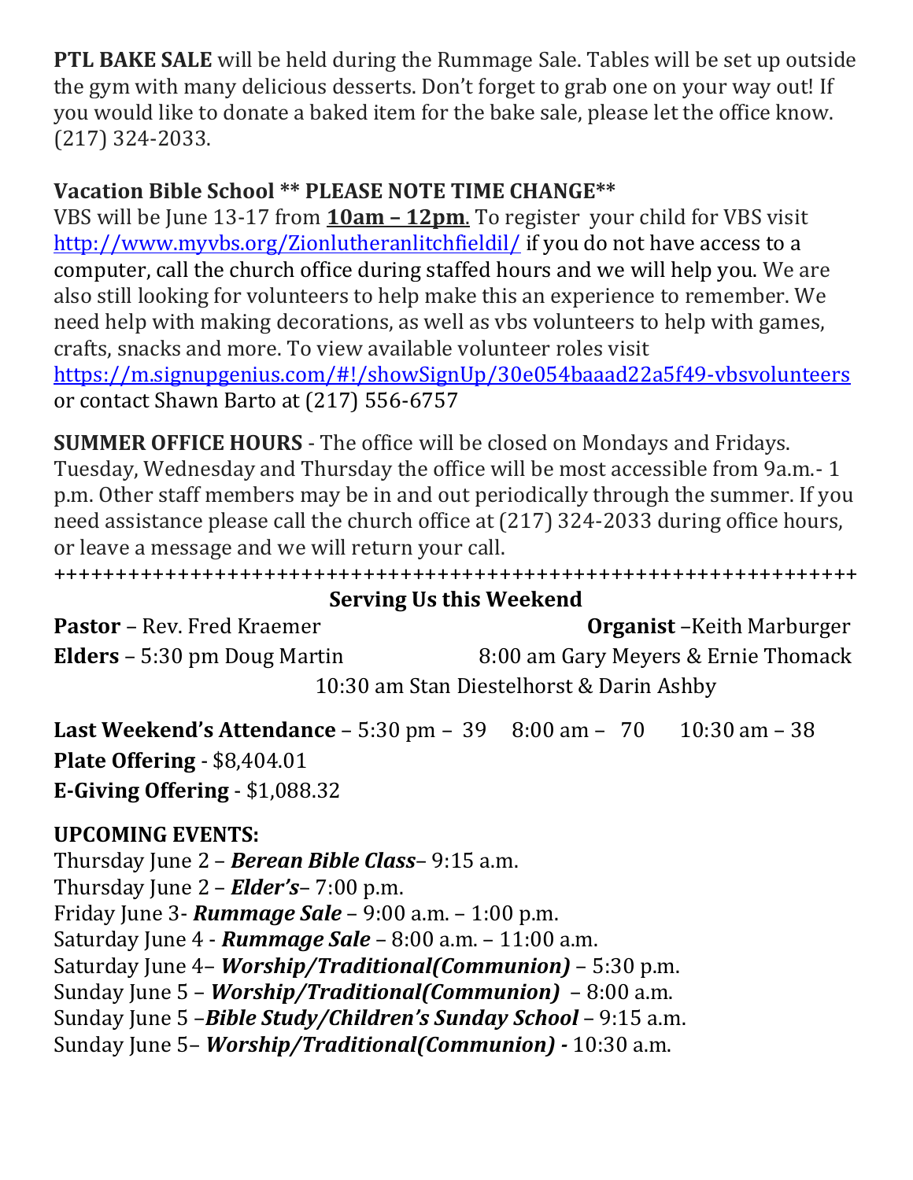**PTL BAKE SALE** will be held during the Rummage Sale. Tables will be set up outside the gym with many delicious desserts. Don't forget to grab one on your way out! If you would like to donate a baked item for the bake sale, please let the office know. (217) 324-2033.

**Vacation Bible School ** PLEASE NOTE TIME CHANGE****

VBS will be June 13-17 from **10am – 12pm**. To register your child for VBS visit http://www.myvbs.org/Zionlutheranlitchfieldil/ if you do not have access to a computer, call the church office during staffed hours and we will help you. We are also still looking for volunteers to help make this an experience to remember. We need help with making decorations, as well as vbs volunteers to help with games, crafts, snacks and more. To view available volunteer roles visit https://m.signupgenius.com/#!/showSignUp/30e054baaad22a5f49-vbsvolunteers or contact Shawn Barto at (217) 556-6757

**SUMMER OFFICE HOURS** - The office will be closed on Mondays and Fridays. Tuesday, Wednesday and Thursday the office will be most accessible from 9a.m.- 1 p.m. Other staff members may be in and out periodically through the summer. If you need assistance please call the church office at (217) 324-2033 during office hours, or leave a message and we will return your call.

+++++++++++++++++++++++++++++++++++++++++++++++++++++++++++++++++

**Serving Us this Weekend**

**Pastor** – Rev. Fred Kraemer  **Organist** –Keith Marburger

**Elders** – 5:30 pm Doug Martin  8:00 am Gary Meyers & Ernie Thomack

10:30 am Stan Diestelhorst & Darin Ashby

**Last Weekend's Attendance** – 5:30 pm – 39  8:00 am – 70  10:30 am – 38

**Plate Offering** - $8,404.01

**E-Giving Offering** - $1,088.32

**UPCOMING EVENTS:**

Thursday June 2 – ***Berean Bible Class***– 9:15 a.m.
Thursday June 2 – ***Elder's***– 7:00 p.m.
Friday June 3- ***Rummage Sale*** – 9:00 a.m. – 1:00 p.m.
Saturday June 4 - ***Rummage Sale*** – 8:00 a.m. – 11:00 a.m.
Saturday June 4– ***Worship/Traditional(Communion)*** – 5:30 p.m.
Sunday June 5 – ***Worship/Traditional(Communion)*** – 8:00 a.m.
Sunday June 5 –***Bible Study/Children's Sunday School*** – 9:15 a.m.
Sunday June 5– ***Worship/Traditional(Communion) -*** 10:30 a.m.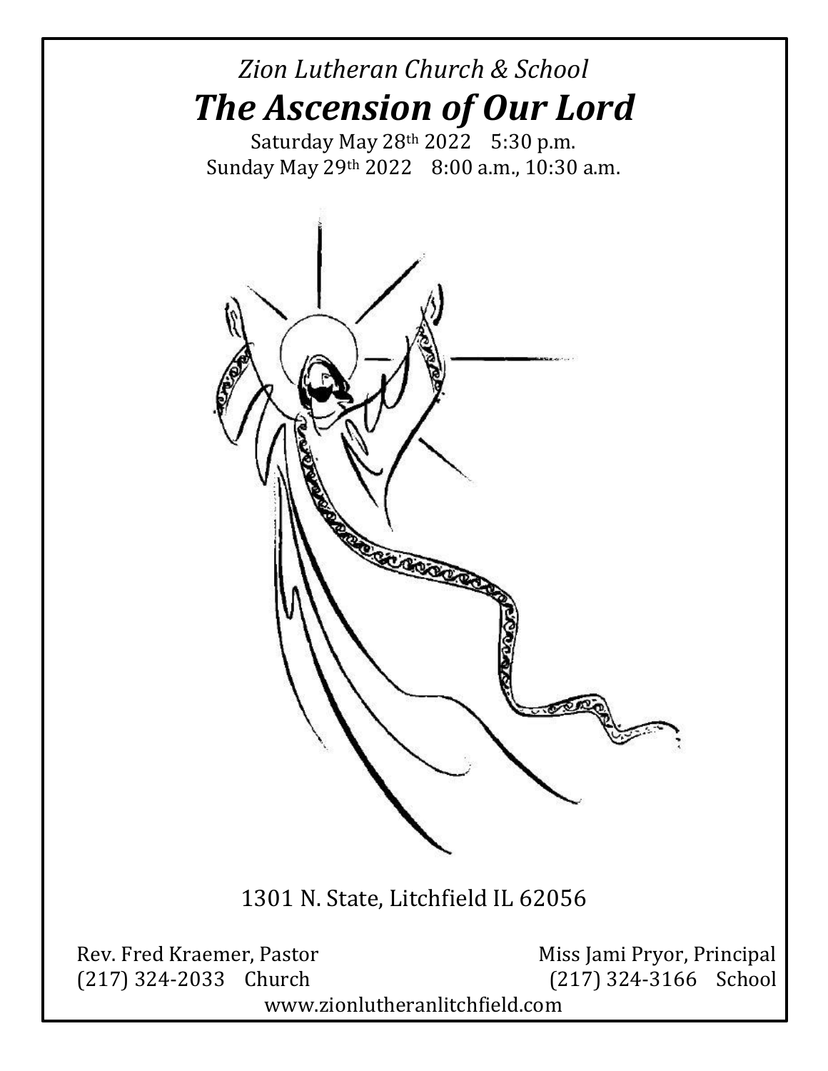*Zion Lutheran Church & School*

# *The Ascension of Our Lord*

Saturday May 28th 2022 5:30 p.m.
Sunday May 29th 2022 8:00 a.m., 10:30 a.m.

1301 N. State, Litchfield IL 62056

Rev. Fred Kraemer, Pastor
(217) 324-2033 Church

Miss Jami Pryor, Principal
(217) 324-3166 School

www.zionlutheranlitchfield.com